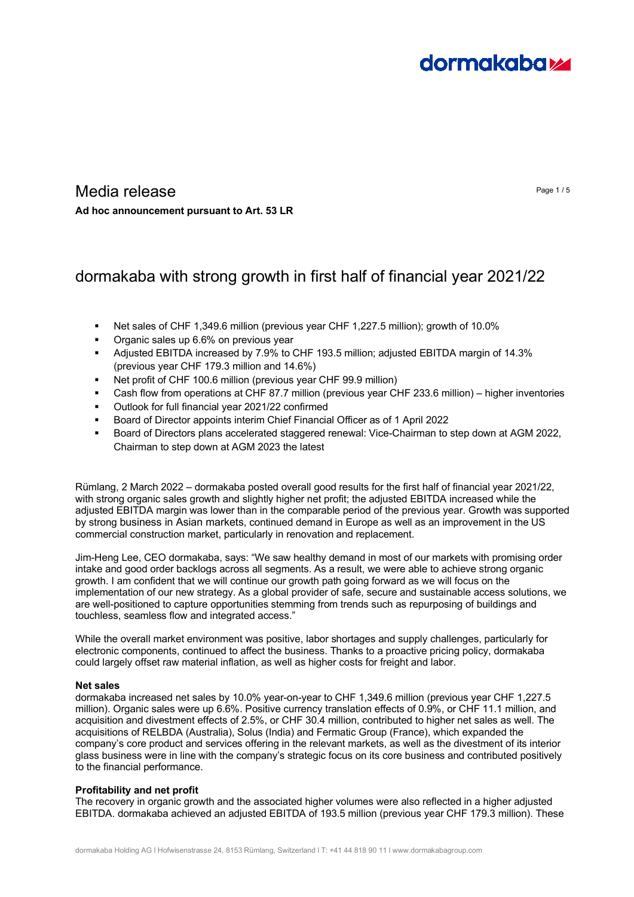# Media release

**Ad hoc announcement pursuant to Art. 53 LR**

## dormakaba with strong growth in first half of financial year 2021/22

- Net sales of CHF 1,349.6 million (previous year CHF 1,227.5 million); growth of 10.0%
- Organic sales up 6.6% on previous year
- Adjusted EBITDA increased by 7.9% to CHF 193.5 million; adjusted EBITDA margin of 14.3% (previous year CHF 179.3 million and 14.6%)
- Net profit of CHF 100.6 million (previous year CHF 99.9 million)
- Cash flow from operations at CHF 87.7 million (previous year CHF 233.6 million) – higher inventories
- Outlook for full financial year 2021/22 confirmed
- Board of Director appoints interim Chief Financial Officer as of 1 April 2022
- Board of Directors plans accelerated staggered renewal: Vice-Chairman to step down at AGM 2022, Chairman to step down at AGM 2023 the latest

Rümlang, 2 March 2022 – dormakaba posted overall good results for the first half of financial year 2021/22, with strong organic sales growth and slightly higher net profit; the adjusted EBITDA increased while the adjusted EBITDA margin was lower than in the comparable period of the previous year. Growth was supported by strong business in Asian markets, continued demand in Europe as well as an improvement in the US commercial construction market, particularly in renovation and replacement.

Jim-Heng Lee, CEO dormakaba, says: "We saw healthy demand in most of our markets with promising order intake and good order backlogs across all segments. As a result, we were able to achieve strong organic growth. I am confident that we will continue our growth path going forward as we will focus on the implementation of our new strategy. As a global provider of safe, secure and sustainable access solutions, we are well-positioned to capture opportunities stemming from trends such as repurposing of buildings and touchless, seamless flow and integrated access."

While the overall market environment was positive, labor shortages and supply challenges, particularly for electronic components, continued to affect the business. Thanks to a proactive pricing policy, dormakaba could largely offset raw material inflation, as well as higher costs for freight and labor.

**Net sales**

dormakaba increased net sales by 10.0% year-on-year to CHF 1,349.6 million (previous year CHF 1,227.5 million). Organic sales were up 6.6%. Positive currency translation effects of 0.9%, or CHF 11.1 million, and acquisition and divestment effects of 2.5%, or CHF 30.4 million, contributed to higher net sales as well. The acquisitions of RELBDA (Australia), Solus (India) and Fermatic Group (France), which expanded the company's core product and services offering in the relevant markets, as well as the divestment of its interior glass business were in line with the company's strategic focus on its core business and contributed positively to the financial performance.

**Profitability and net profit**

The recovery in organic growth and the associated higher volumes were also reflected in a higher adjusted EBITDA. dormakaba achieved an adjusted EBITDA of 193.5 million (previous year CHF 179.3 million). These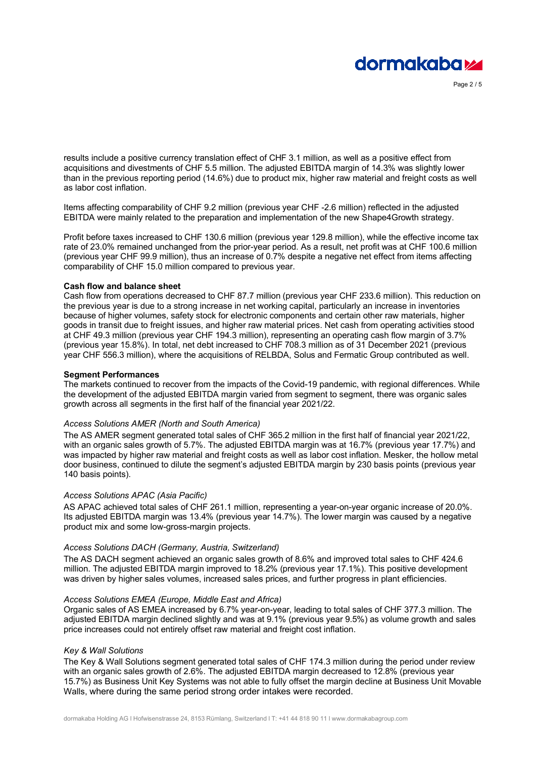results include a positive currency translation effect of CHF 3.1 million, as well as a positive effect from acquisitions and divestments of CHF 5.5 million. The adjusted EBITDA margin of 14.3% was slightly lower than in the previous reporting period (14.6%) due to product mix, higher raw material and freight costs as well as labor cost inflation.

Items affecting comparability of CHF 9.2 million (previous year CHF -2.6 million) reflected in the adjusted EBITDA were mainly related to the preparation and implementation of the new Shape4Growth strategy.

Profit before taxes increased to CHF 130.6 million (previous year 129.8 million), while the effective income tax rate of 23.0% remained unchanged from the prior-year period. As a result, net profit was at CHF 100.6 million (previous year CHF 99.9 million), thus an increase of 0.7% despite a negative net effect from items affecting comparability of CHF 15.0 million compared to previous year.

**Cash flow and balance sheet**

Cash flow from operations decreased to CHF 87.7 million (previous year CHF 233.6 million). This reduction on the previous year is due to a strong increase in net working capital, particularly an increase in inventories because of higher volumes, safety stock for electronic components and certain other raw materials, higher goods in transit due to freight issues, and higher raw material prices. Net cash from operating activities stood at CHF 49.3 million (previous year CHF 194.3 million), representing an operating cash flow margin of 3.7% (previous year 15.8%). In total, net debt increased to CHF 708.3 million as of 31 December 2021 (previous year CHF 556.3 million), where the acquisitions of RELBDA, Solus and Fermatic Group contributed as well.

**Segment Performances**

The markets continued to recover from the impacts of the Covid-19 pandemic, with regional differences. While the development of the adjusted EBITDA margin varied from segment to segment, there was organic sales growth across all segments in the first half of the financial year 2021/22.

*Access Solutions AMER (North and South America)*

The AS AMER segment generated total sales of CHF 365.2 million in the first half of financial year 2021/22, with an organic sales growth of 5.7%. The adjusted EBITDA margin was at 16.7% (previous year 17.7%) and was impacted by higher raw material and freight costs as well as labor cost inflation. Mesker, the hollow metal door business, continued to dilute the segment's adjusted EBITDA margin by 230 basis points (previous year 140 basis points).

*Access Solutions APAC (Asia Pacific)*

AS APAC achieved total sales of CHF 261.1 million, representing a year-on-year organic increase of 20.0%. Its adjusted EBITDA margin was 13.4% (previous year 14.7%). The lower margin was caused by a negative product mix and some low-gross-margin projects.

*Access Solutions DACH (Germany, Austria, Switzerland)*

The AS DACH segment achieved an organic sales growth of 8.6% and improved total sales to CHF 424.6 million. The adjusted EBITDA margin improved to 18.2% (previous year 17.1%). This positive development was driven by higher sales volumes, increased sales prices, and further progress in plant efficiencies.

*Access Solutions EMEA (Europe, Middle East and Africa)*

Organic sales of AS EMEA increased by 6.7% year-on-year, leading to total sales of CHF 377.3 million. The adjusted EBITDA margin declined slightly and was at 9.1% (previous year 9.5%) as volume growth and sales price increases could not entirely offset raw material and freight cost inflation.

*Key & Wall Solutions*

The Key & Wall Solutions segment generated total sales of CHF 174.3 million during the period under review with an organic sales growth of 2.6%. The adjusted EBITDA margin decreased to 12.8% (previous year 15.7%) as Business Unit Key Systems was not able to fully offset the margin decline at Business Unit Movable Walls, where during the same period strong order intakes were recorded.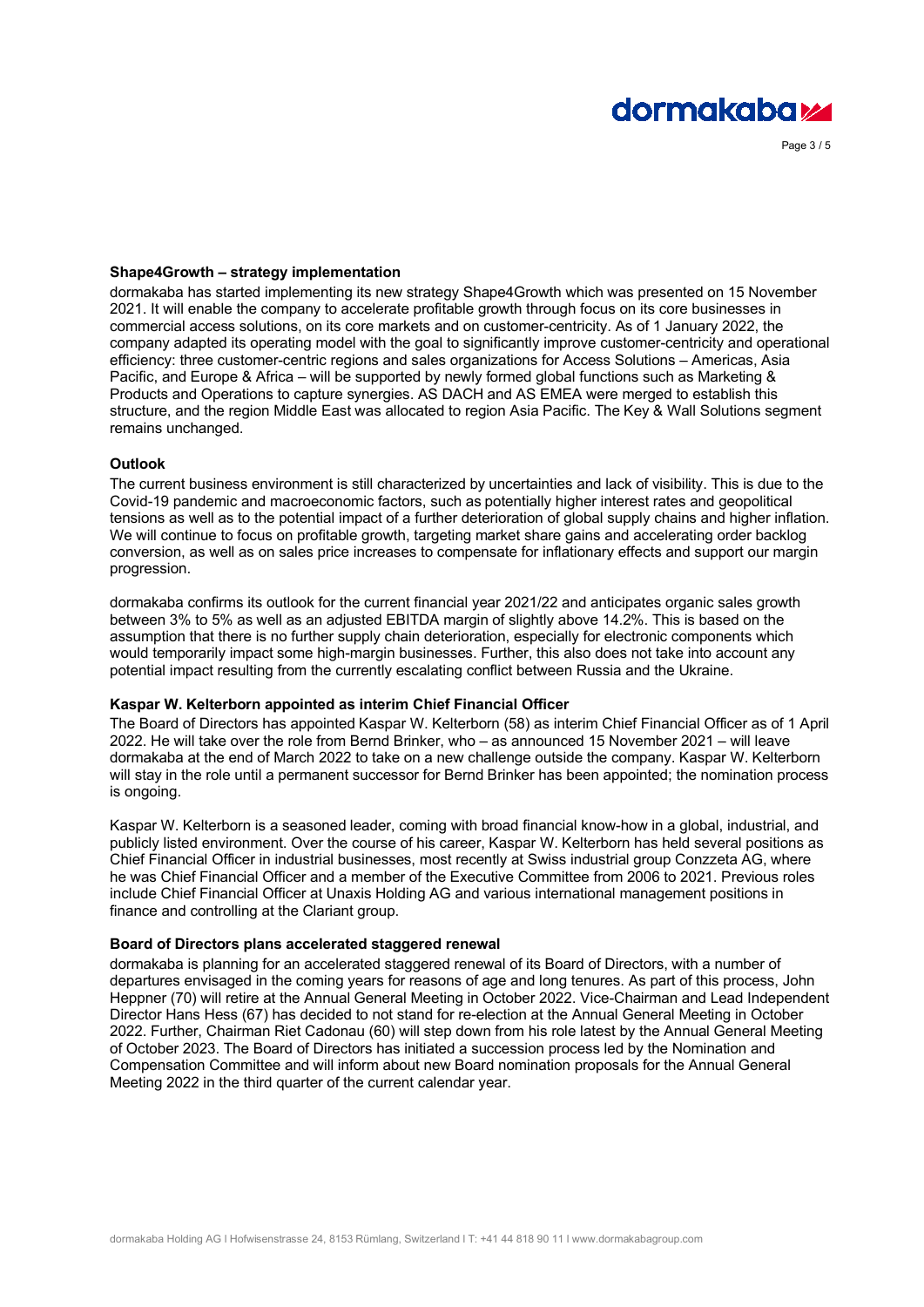## Shape4Growth – strategy implementation

dormakaba has started implementing its new strategy Shape4Growth which was presented on 15 November 2021. It will enable the company to accelerate profitable growth through focus on its core businesses in commercial access solutions, on its core markets and on customer-centricity. As of 1 January 2022, the company adapted its operating model with the goal to significantly improve customer-centricity and operational efficiency: three customer-centric regions and sales organizations for Access Solutions – Americas, Asia Pacific, and Europe & Africa – will be supported by newly formed global functions such as Marketing & Products and Operations to capture synergies. AS DACH and AS EMEA were merged to establish this structure, and the region Middle East was allocated to region Asia Pacific. The Key & Wall Solutions segment remains unchanged.

## Outlook

The current business environment is still characterized by uncertainties and lack of visibility. This is due to the Covid-19 pandemic and macroeconomic factors, such as potentially higher interest rates and geopolitical tensions as well as to the potential impact of a further deterioration of global supply chains and higher inflation. We will continue to focus on profitable growth, targeting market share gains and accelerating order backlog conversion, as well as on sales price increases to compensate for inflationary effects and support our margin progression.

dormakaba confirms its outlook for the current financial year 2021/22 and anticipates organic sales growth between 3% to 5% as well as an adjusted EBITDA margin of slightly above 14.2%. This is based on the assumption that there is no further supply chain deterioration, especially for electronic components which would temporarily impact some high-margin businesses. Further, this also does not take into account any potential impact resulting from the currently escalating conflict between Russia and the Ukraine.

## Kaspar W. Kelterborn appointed as interim Chief Financial Officer

The Board of Directors has appointed Kaspar W. Kelterborn (58) as interim Chief Financial Officer as of 1 April 2022. He will take over the role from Bernd Brinker, who – as announced 15 November 2021 – will leave dormakaba at the end of March 2022 to take on a new challenge outside the company. Kaspar W. Kelterborn will stay in the role until a permanent successor for Bernd Brinker has been appointed; the nomination process is ongoing.

Kaspar W. Kelterborn is a seasoned leader, coming with broad financial know-how in a global, industrial, and publicly listed environment. Over the course of his career, Kaspar W. Kelterborn has held several positions as Chief Financial Officer in industrial businesses, most recently at Swiss industrial group Conzzeta AG, where he was Chief Financial Officer and a member of the Executive Committee from 2006 to 2021. Previous roles include Chief Financial Officer at Unaxis Holding AG and various international management positions in finance and controlling at the Clariant group.

## Board of Directors plans accelerated staggered renewal

dormakaba is planning for an accelerated staggered renewal of its Board of Directors, with a number of departures envisaged in the coming years for reasons of age and long tenures. As part of this process, John Heppner (70) will retire at the Annual General Meeting in October 2022. Vice-Chairman and Lead Independent Director Hans Hess (67) has decided to not stand for re-election at the Annual General Meeting in October 2022. Further, Chairman Riet Cadonau (60) will step down from his role latest by the Annual General Meeting of October 2023. The Board of Directors has initiated a succession process led by the Nomination and Compensation Committee and will inform about new Board nomination proposals for the Annual General Meeting 2022 in the third quarter of the current calendar year.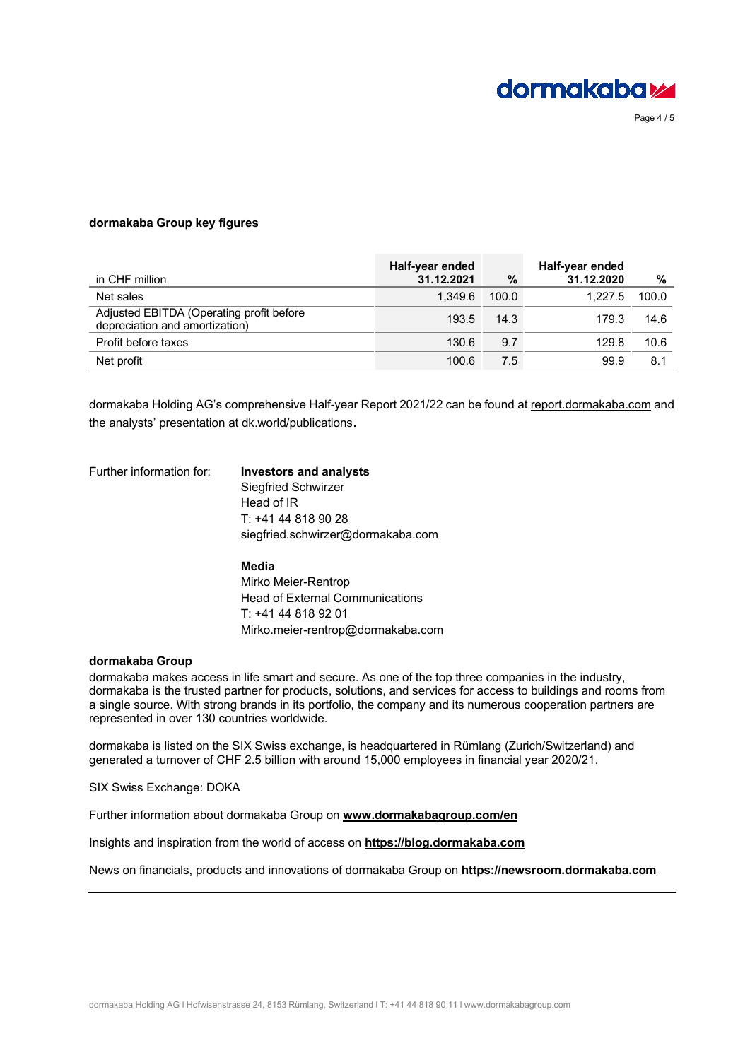### dormakaba Group key figures

| in CHF million | Half-year ended 31.12.2021 | % | Half-year ended 31.12.2020 | % |
|---|---|---|---|---|
| Net sales | 1,349.6 | 100.0 | 1,227.5 | 100.0 |
| Adjusted EBITDA (Operating profit before depreciation and amortization) | 193.5 | 14.3 | 179.3 | 14.6 |
| Profit before taxes | 130.6 | 9.7 | 129.8 | 10.6 |
| Net profit | 100.6 | 7.5 | 99.9 | 8.1 |

dormakaba Holding AG's comprehensive Half-year Report 2021/22 can be found at report.dormakaba.com and the analysts' presentation at dk.world/publications.

Further information for:

**Investors and analysts**
Siegfried Schwirzer
Head of IR
T: +41 44 818 90 28
siegfried.schwirzer@dormakaba.com

**Media**
Mirko Meier-Rentrop
Head of External Communications
T: +41 44 818 92 01
Mirko.meier-rentrop@dormakaba.com

**dormakaba Group**

dormakaba makes access in life smart and secure. As one of the top three companies in the industry, dormakaba is the trusted partner for products, solutions, and services for access to buildings and rooms from a single source. With strong brands in its portfolio, the company and its numerous cooperation partners are represented in over 130 countries worldwide.

dormakaba is listed on the SIX Swiss exchange, is headquartered in Rümlang (Zurich/Switzerland) and generated a turnover of CHF 2.5 billion with around 15,000 employees in financial year 2020/21.

SIX Swiss Exchange: DOKA

Further information about dormakaba Group on **www.dormakabagroup.com/en**

Insights and inspiration from the world of access on **https://blog.dormakaba.com**

News on financials, products and innovations of dormakaba Group on **https://newsroom.dormakaba.com**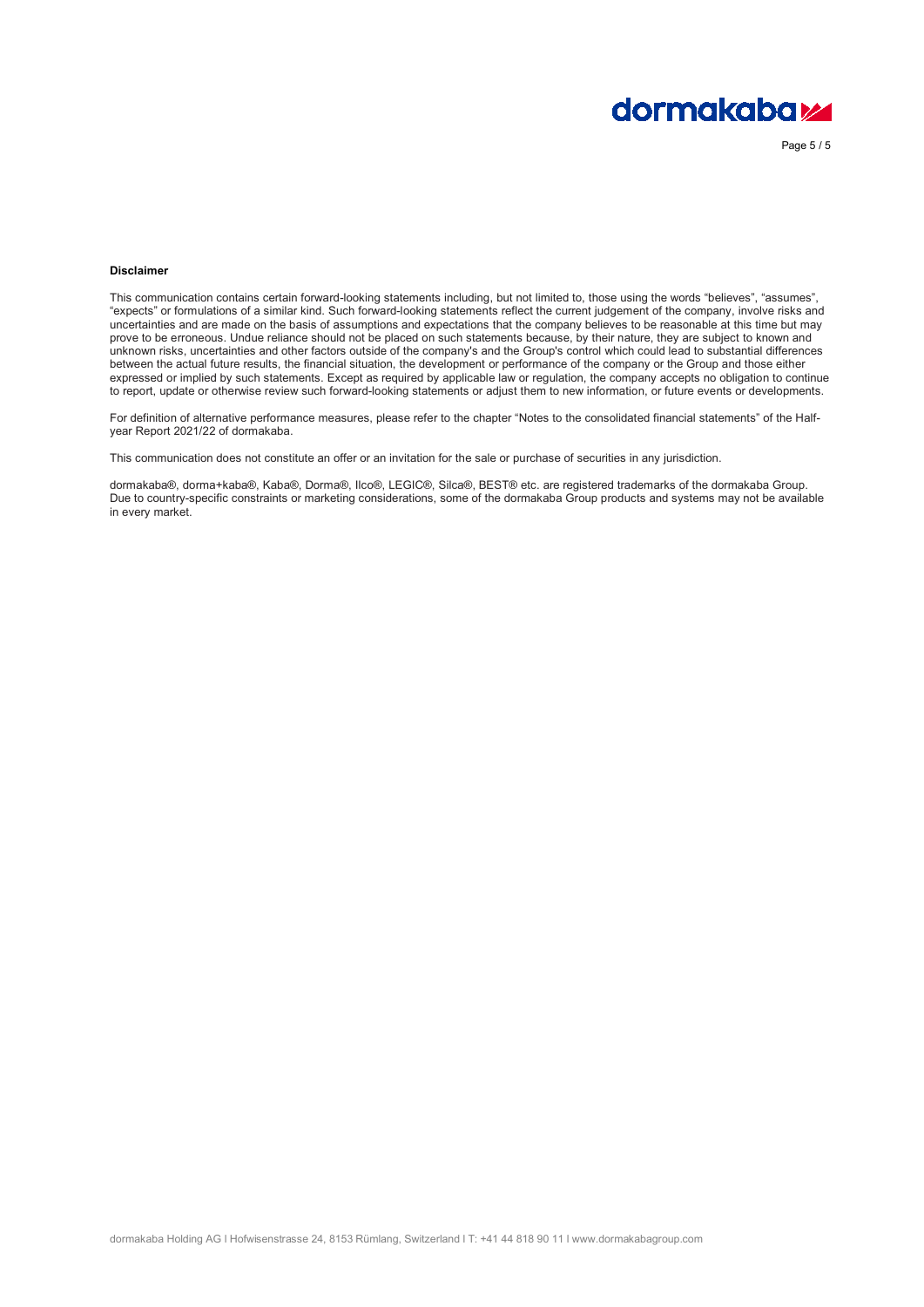**Disclaimer**

This communication contains certain forward-looking statements including, but not limited to, those using the words "believes", "assumes", "expects" or formulations of a similar kind. Such forward-looking statements reflect the current judgement of the company, involve risks and uncertainties and are made on the basis of assumptions and expectations that the company believes to be reasonable at this time but may prove to be erroneous. Undue reliance should not be placed on such statements because, by their nature, they are subject to known and unknown risks, uncertainties and other factors outside of the company's and the Group's control which could lead to substantial differences between the actual future results, the financial situation, the development or performance of the company or the Group and those either expressed or implied by such statements. Except as required by applicable law or regulation, the company accepts no obligation to continue to report, update or otherwise review such forward-looking statements or adjust them to new information, or future events or developments.

For definition of alternative performance measures, please refer to the chapter "Notes to the consolidated financial statements" of the Half-year Report 2021/22 of dormakaba.

This communication does not constitute an offer or an invitation for the sale or purchase of securities in any jurisdiction.

dormakaba®, dorma+kaba®, Kaba®, Dorma®, Ilco®, LEGIC®, Silca®, BEST® etc. are registered trademarks of the dormakaba Group. Due to country-specific constraints or marketing considerations, some of the dormakaba Group products and systems may not be available in every market.

dormakaba Holding AG I Hofwisenstrasse 24, 8153 Rümlang, Switzerland I T: +41 44 818 90 11 I www.dormakabagroup.com